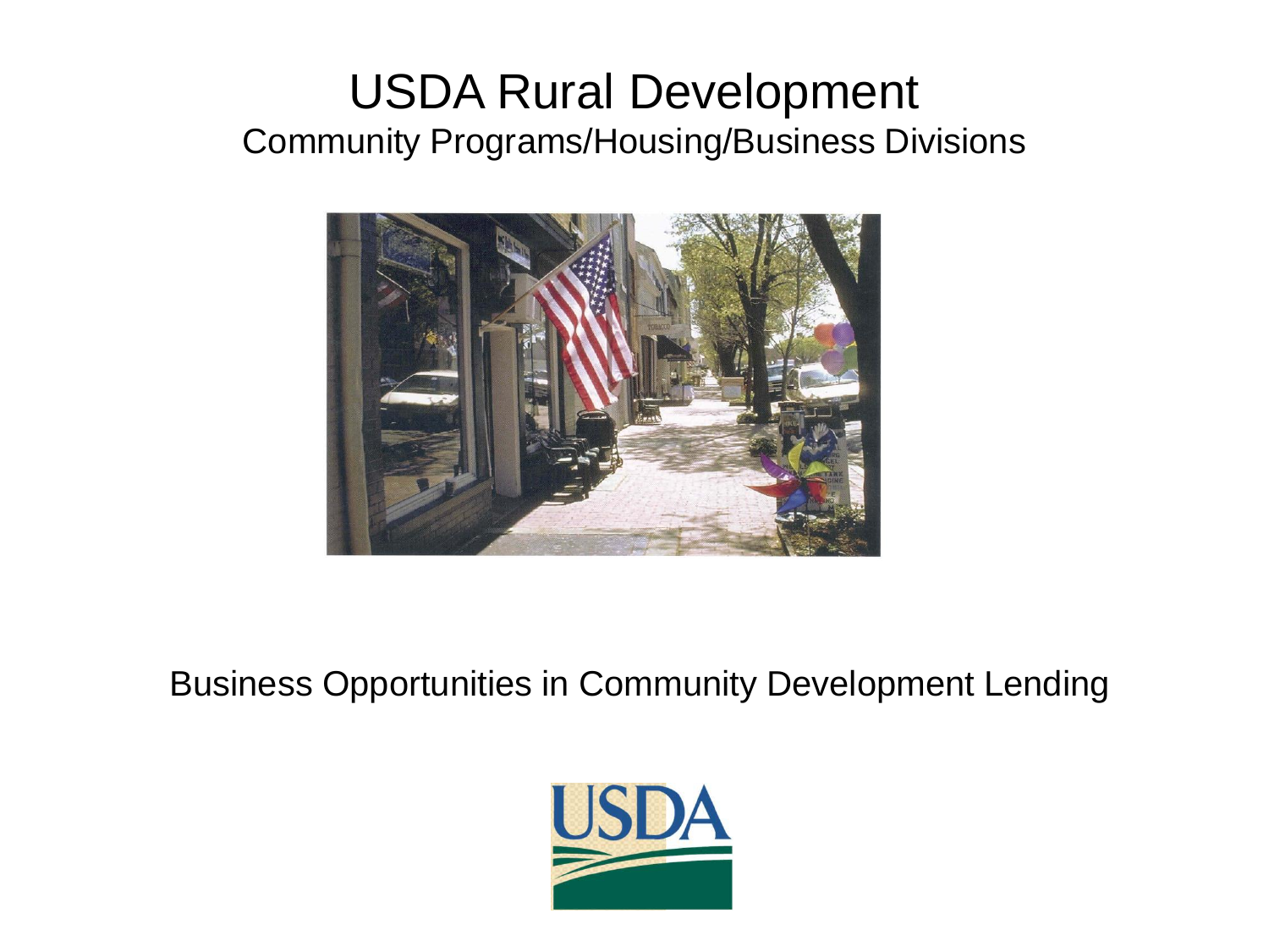# USDA Rural Development

## Community Programs/Housing/Business Divisions

Business Opportunities in Community Development Lending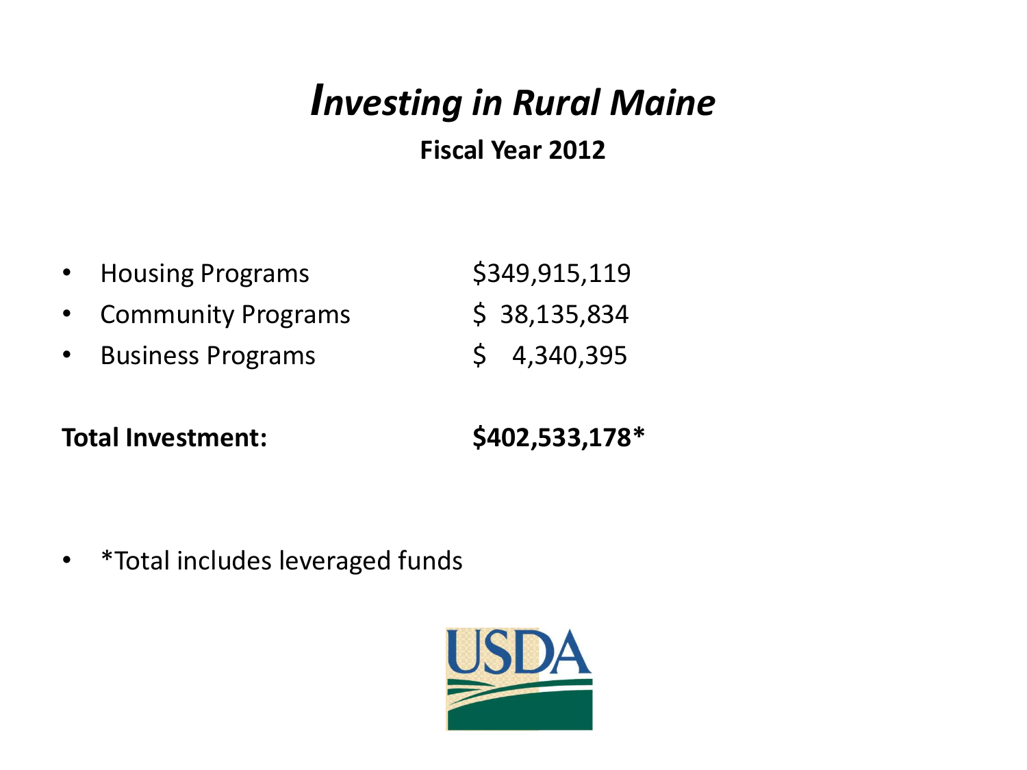# *Investing in Rural Maine*

**Fiscal Year 2012**

| | |
|---|---|
| • Housing Programs | $349,915,119 |
| • Community Programs | $ 38,135,834 |
| • Business Programs | $ 4,340,395 |
| **Total Investment:** | **$402,533,178*** |

- *Total includes leveraged funds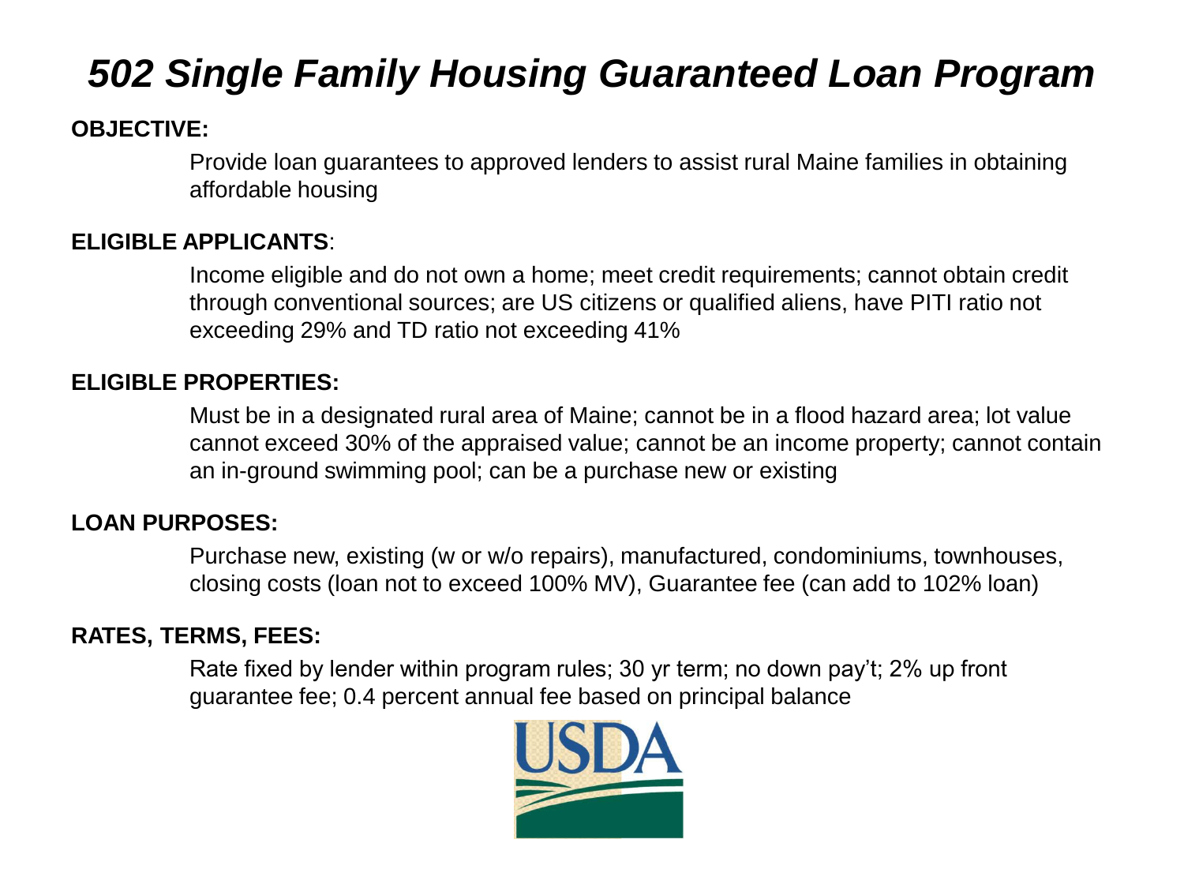# *502 Single Family Housing Guaranteed Loan Program*

**OBJECTIVE:**

Provide loan guarantees to approved lenders to assist rural Maine families in obtaining affordable housing

**ELIGIBLE APPLICANTS**:

Income eligible and do not own a home; meet credit requirements; cannot obtain credit through conventional sources; are US citizens or qualified aliens, have PITI ratio not exceeding 29% and TD ratio not exceeding 41%

**ELIGIBLE PROPERTIES:**

Must be in a designated rural area of Maine; cannot be in a flood hazard area; lot value cannot exceed 30% of the appraised value; cannot be an income property; cannot contain an in-ground swimming pool; can be a purchase new or existing

**LOAN PURPOSES:**

Purchase new, existing (w or w/o repairs), manufactured, condominiums, townhouses, closing costs (loan not to exceed 100% MV), Guarantee fee (can add to 102% loan)

**RATES, TERMS, FEES:**

Rate fixed by lender within program rules; 30 yr term; no down pay't; 2% up front guarantee fee; 0.4 percent annual fee based on principal balance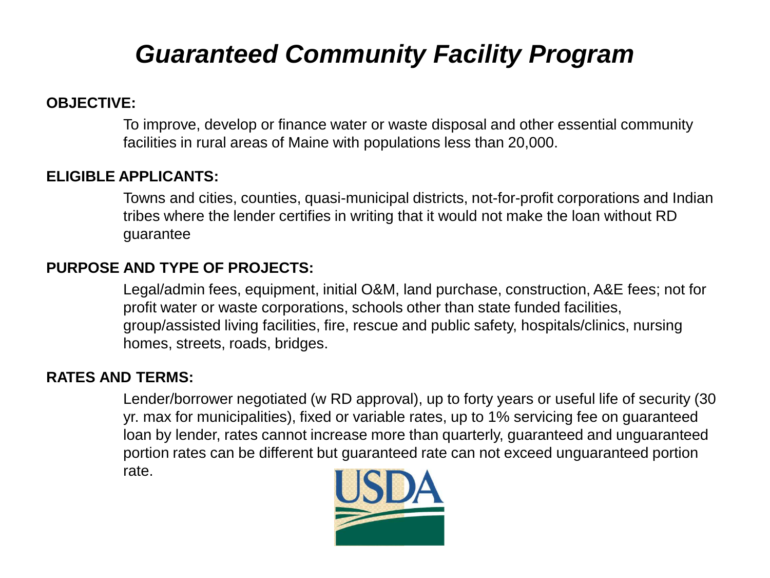# *Guaranteed Community Facility Program*

**OBJECTIVE:**

To improve, develop or finance water or waste disposal and other essential community facilities in rural areas of Maine with populations less than 20,000.

**ELIGIBLE APPLICANTS:**

Towns and cities, counties, quasi-municipal districts, not-for-profit corporations and Indian tribes where the lender certifies in writing that it would not make the loan without RD guarantee

**PURPOSE AND TYPE OF PROJECTS:**

Legal/admin fees, equipment, initial O&M, land purchase, construction, A&E fees; not for profit water or waste corporations, schools other than state funded facilities, group/assisted living facilities, fire, rescue and public safety, hospitals/clinics, nursing homes, streets, roads, bridges.

**RATES AND TERMS:**

Lender/borrower negotiated (w RD approval), up to forty years or useful life of security (30 yr. max for municipalities), fixed or variable rates, up to 1% servicing fee on guaranteed loan by lender, rates cannot increase more than quarterly, guaranteed and unguaranteed portion rates can be different but guaranteed rate can not exceed unguaranteed portion rate.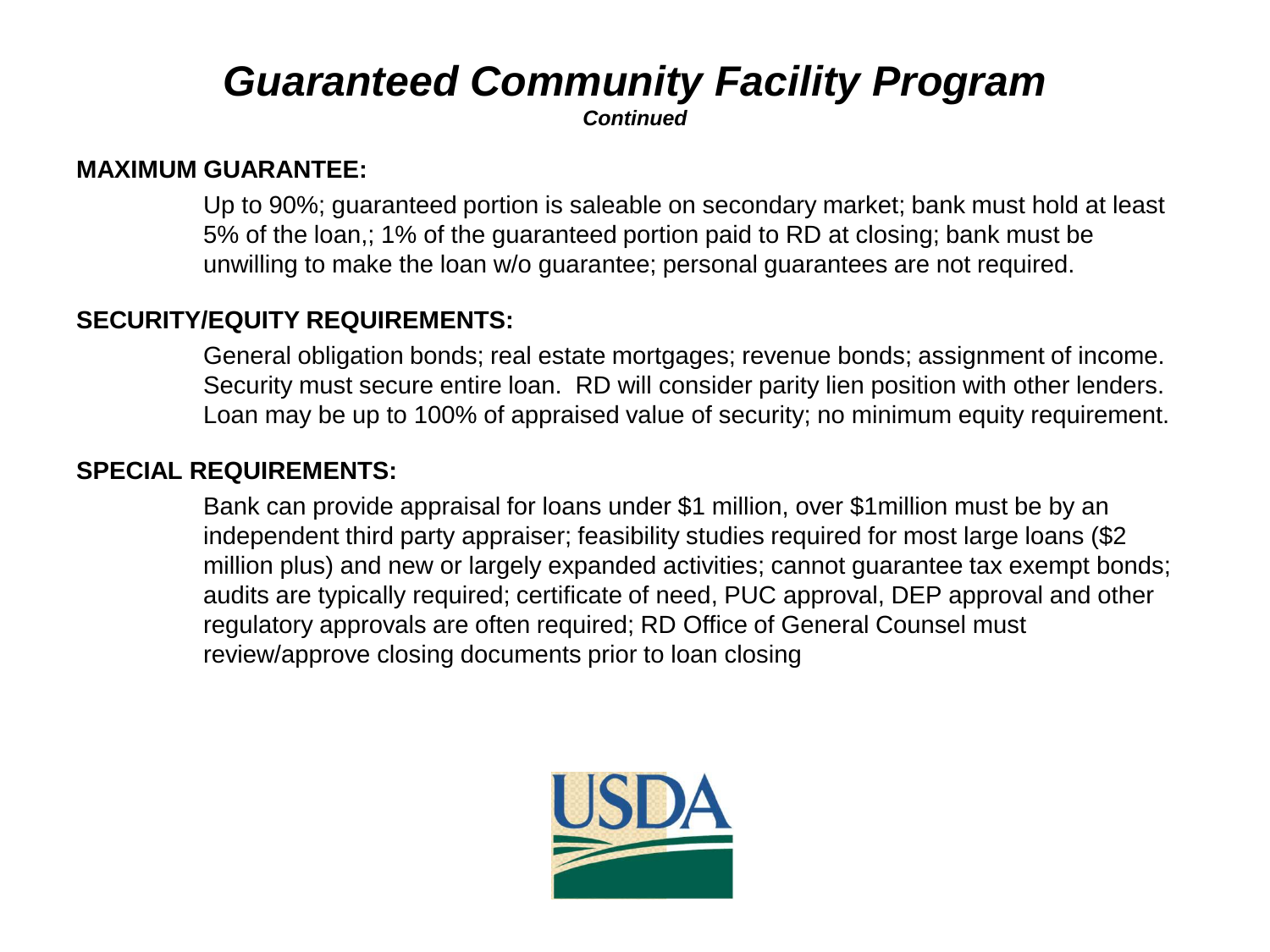# *Guaranteed Community Facility Program*

***Continued***

**MAXIMUM GUARANTEE:**

Up to 90%; guaranteed portion is saleable on secondary market; bank must hold at least 5% of the loan,; 1% of the guaranteed portion paid to RD at closing; bank must be unwilling to make the loan w/o guarantee; personal guarantees are not required.

**SECURITY/EQUITY REQUIREMENTS:**

General obligation bonds; real estate mortgages; revenue bonds; assignment of income. Security must secure entire loan. RD will consider parity lien position with other lenders. Loan may be up to 100% of appraised value of security; no minimum equity requirement.

**SPECIAL REQUIREMENTS:**

Bank can provide appraisal for loans under $1 million, over $1million must be by an independent third party appraiser; feasibility studies required for most large loans ($2 million plus) and new or largely expanded activities; cannot guarantee tax exempt bonds; audits are typically required; certificate of need, PUC approval, DEP approval and other regulatory approvals are often required; RD Office of General Counsel must review/approve closing documents prior to loan closing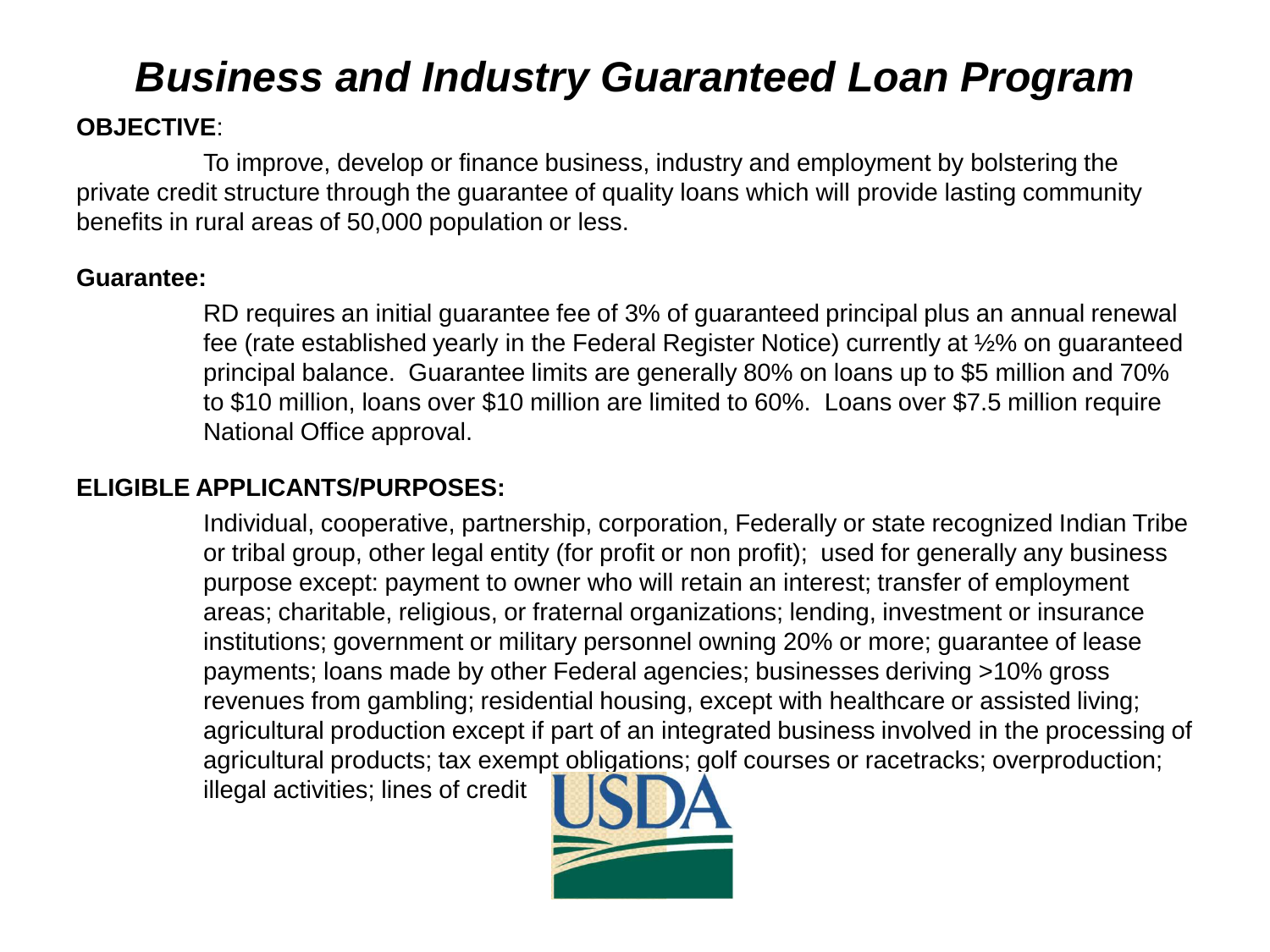# *Business and Industry Guaranteed Loan Program*

**OBJECTIVE**:

To improve, develop or finance business, industry and employment by bolstering the private credit structure through the guarantee of quality loans which will provide lasting community benefits in rural areas of 50,000 population or less.

**Guarantee:**

RD requires an initial guarantee fee of 3% of guaranteed principal plus an annual renewal fee (rate established yearly in the Federal Register Notice) currently at ½% on guaranteed principal balance. Guarantee limits are generally 80% on loans up to $5 million and 70% to $10 million, loans over $10 million are limited to 60%. Loans over $7.5 million require National Office approval.

**ELIGIBLE APPLICANTS/PURPOSES:**

Individual, cooperative, partnership, corporation, Federally or state recognized Indian Tribe or tribal group, other legal entity (for profit or non profit); used for generally any business purpose except: payment to owner who will retain an interest; transfer of employment areas; charitable, religious, or fraternal organizations; lending, investment or insurance institutions; government or military personnel owning 20% or more; guarantee of lease payments; loans made by other Federal agencies; businesses deriving >10% gross revenues from gambling; residential housing, except with healthcare or assisted living; agricultural production except if part of an integrated business involved in the processing of agricultural products; tax exempt obligations; golf courses or racetracks; overproduction; illegal activities; lines of credit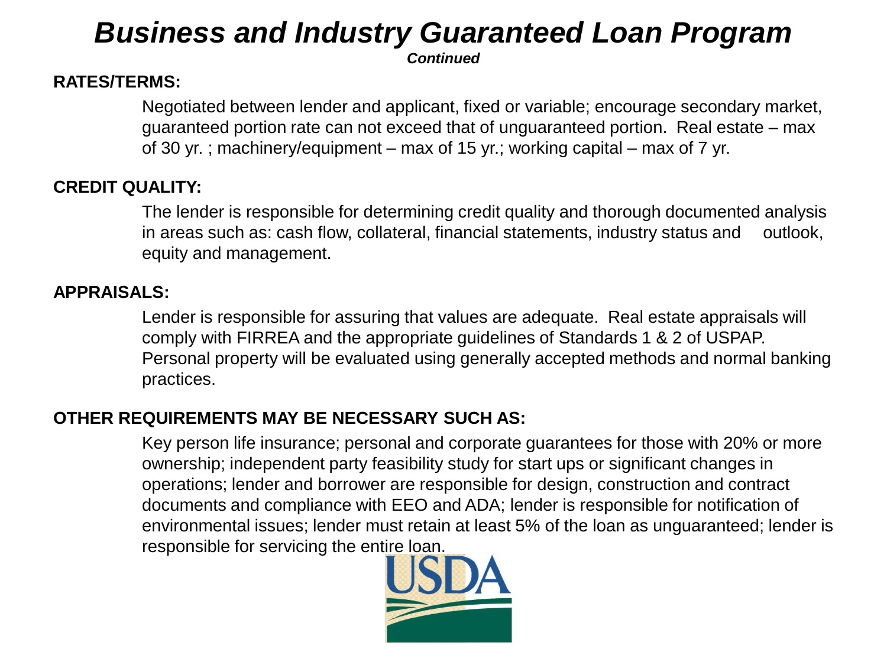# *Business and Industry Guaranteed Loan Program*

***Continued***

**RATES/TERMS:**

Negotiated between lender and applicant, fixed or variable; encourage secondary market, guaranteed portion rate can not exceed that of unguaranteed portion. Real estate – max of 30 yr. ; machinery/equipment – max of 15 yr.; working capital – max of 7 yr.

**CREDIT QUALITY:**

The lender is responsible for determining credit quality and thorough documented analysis in areas such as: cash flow, collateral, financial statements, industry status and outlook, equity and management.

**APPRAISALS:**

Lender is responsible for assuring that values are adequate. Real estate appraisals will comply with FIRREA and the appropriate guidelines of Standards 1 & 2 of USPAP. Personal property will be evaluated using generally accepted methods and normal banking practices.

**OTHER REQUIREMENTS MAY BE NECESSARY SUCH AS:**

Key person life insurance; personal and corporate guarantees for those with 20% or more ownership; independent party feasibility study for start ups or significant changes in operations; lender and borrower are responsible for design, construction and contract documents and compliance with EEO and ADA; lender is responsible for notification of environmental issues; lender must retain at least 5% of the loan as unguaranteed; lender is responsible for servicing the entire loan.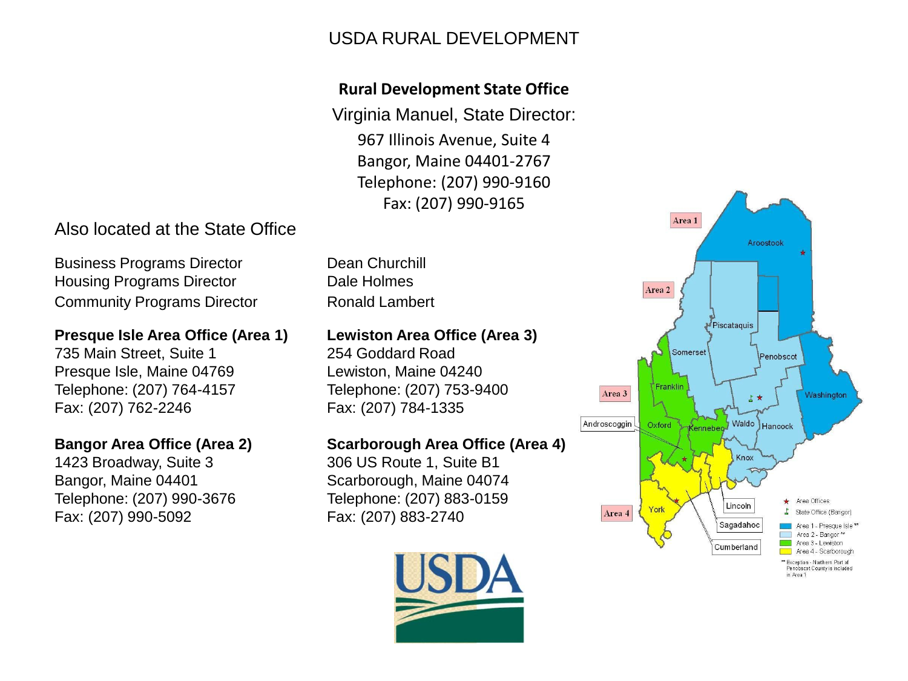# USDA RURAL DEVELOPMENT

## Rural Development State Office

Virginia Manuel, State Director:
967 Illinois Avenue, Suite 4
Bangor, Maine 04401-2767
Telephone: (207) 990-9160
Fax: (207) 990-9165

### Also located at the State Office

| | |
|---|---|
| Business Programs Director | Dean Churchill |
| Housing Programs Director | Dale Holmes |
| Community Programs Director | Ronald Lambert |

**Presque Isle Area Office (Area 1)**
735 Main Street, Suite 1
Presque Isle, Maine 04769
Telephone: (207) 764-4157
Fax: (207) 762-2246

**Bangor Area Office (Area 2)**
1423 Broadway, Suite 3
Bangor, Maine 04401
Telephone: (207) 990-3676
Fax: (207) 990-5092

**Lewiston Area Office (Area 3)**
254 Goddard Road
Lewiston, Maine 04240
Telephone: (207) 753-9400
Fax: (207) 784-1335

**Scarborough Area Office (Area 4)**
306 US Route 1, Suite B1
Scarborough, Maine 04074
Telephone: (207) 883-0159
Fax: (207) 883-2740

Area 1
Aroostook
Area 2
Piscataquis
Somerset
Penobscot
Area 3
Franklin
Washington
Androscoggin
Oxford
Kennebec
Waldo
Hancock
Knox
York
Lincoln
Area 4
Sagadahoc
Cumberland

★ Area Offices
State Office (Bangor)
Area 1 - Presque Isle **
Area 2 - Bangor **
Area 3 - Lewiston
Area 4 - Scarborough
** Exception - Northern Part of Penobscot County is included in Area 1

USDA